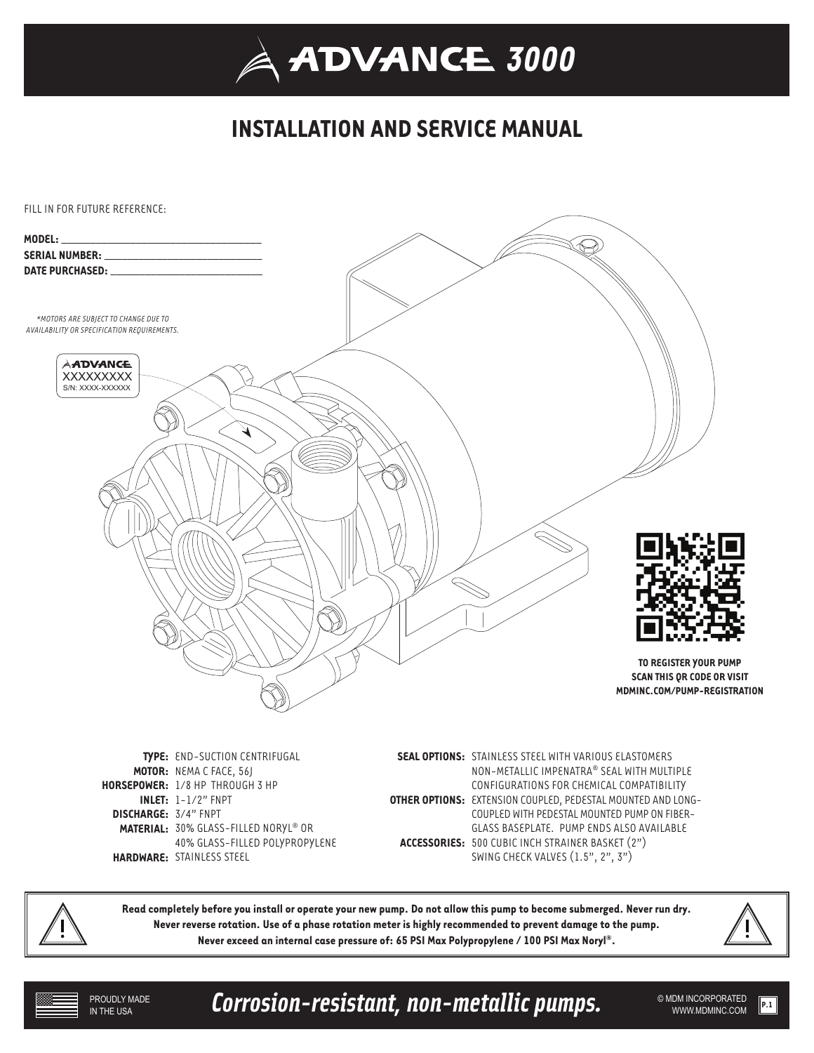# ADVANCE 3000

## INSTALLATION AND SERVICE MANUAL

FILL IN FOR FUTURE REFERENCE:

**MODEL:** ______________________________

**SERIAL NUMBER:** ______________________________

**DATE PURCHASED:** ______________________________

*\*MOTORS ARE SUBJECT TO CHANGE DUE TO AVAILABILITY OR SPECIFICATION REQUIREMENTS.*

ADVANCE
XXXXXXXXX
S/N: XXXX-XXXXXX

**TO REGISTER YOUR PUMP SCAN THIS QR CODE OR VISIT MDMINC.COM/PUMP-REGISTRATION**

**TYPE:** END-SUCTION CENTRIFUGAL
**MOTOR:** NEMA C FACE, 56J
**HORSEPOWER:** 1/8 HP THROUGH 3 HP
**INLET:** 1-1/2" FNPT
**DISCHARGE:** 3/4" FNPT
**MATERIAL:** 30% GLASS-FILLED NORYL® OR 40% GLASS-FILLED POLYPROPYLENE
**HARDWARE:** STAINLESS STEEL

**SEAL OPTIONS:** STAINLESS STEEL WITH VARIOUS ELASTOMERS NON-METALLIC IMPENATRA® SEAL WITH MULTIPLE CONFIGURATIONS FOR CHEMICAL COMPATIBILITY
**OTHER OPTIONS:** EXTENSION COUPLED, PEDESTAL MOUNTED AND LONG-COUPLED WITH PEDESTAL MOUNTED PUMP ON FIBER-GLASS BASEPLATE. PUMP ENDS ALSO AVAILABLE
**ACCESSORIES:** 500 CUBIC INCH STRAINER BASKET (2") SWING CHECK VALVES (1.5", 2", 3")

**Read completely before you install or operate your new pump. Do not allow this pump to become submerged. Never run dry. Never reverse rotation. Use of a phase rotation meter is highly recommended to prevent damage to the pump. Never exceed an internal case pressure of: 65 PSI Max Polypropylene / 100 PSI Max Noryl®.**

PROUDLY MADE IN THE USA

***Corrosion-resistant, non-metallic pumps.***

© MDM INCORPORATED
WWW.MDMINC.COM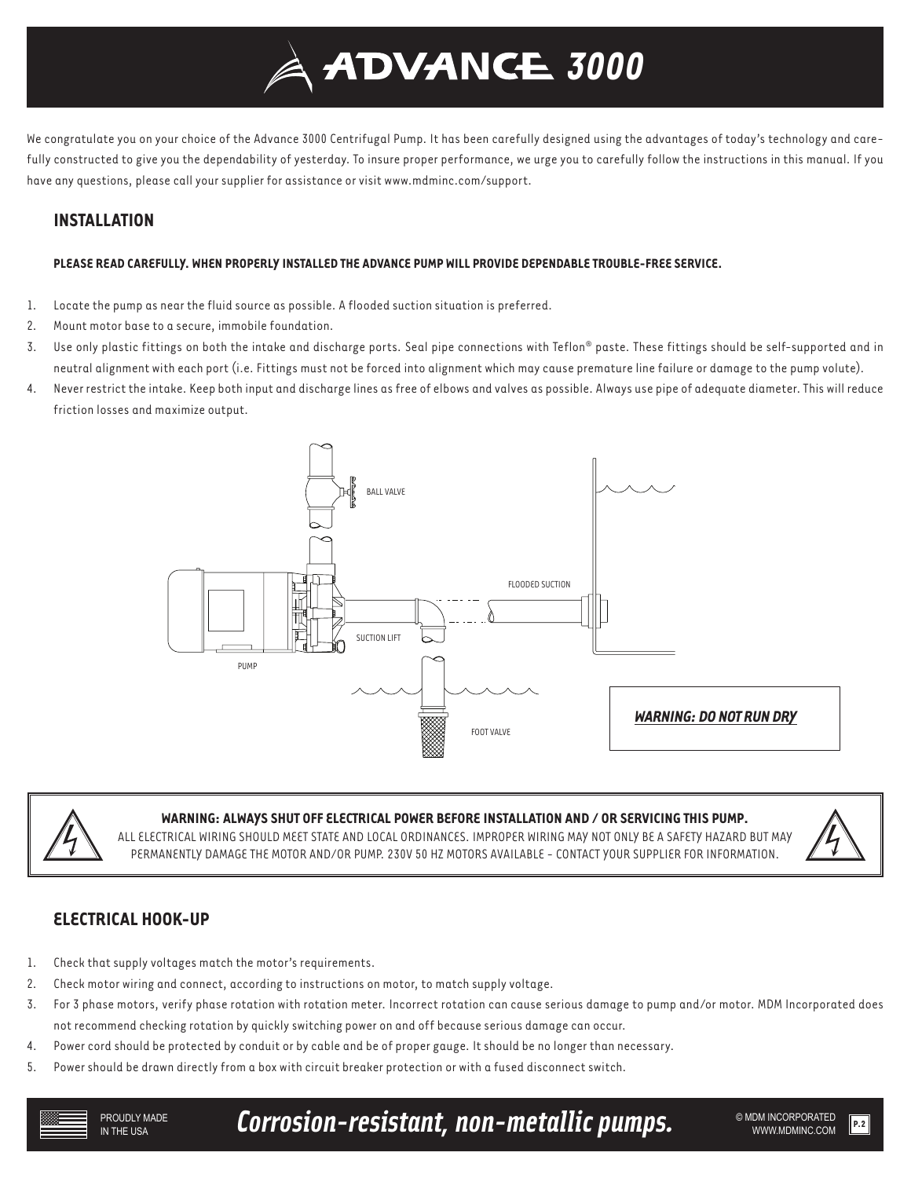# ADVANCE 3000

We congratulate you on your choice of the Advance 3000 Centrifugal Pump. It has been carefully designed using the advantages of today's technology and carefully constructed to give you the dependability of yesterday. To insure proper performance, we urge you to carefully follow the instructions in this manual. If you have any questions, please call your supplier for assistance or visit www.mdminc.com/support.

## INSTALLATION

**PLEASE READ CAREFULLY. WHEN PROPERLY INSTALLED THE ADVANCE PUMP WILL PROVIDE DEPENDABLE TROUBLE-FREE SERVICE.**

1. Locate the pump as near the fluid source as possible. A flooded suction situation is preferred.
2. Mount motor base to a secure, immobile foundation.
3. Use only plastic fittings on both the intake and discharge ports. Seal pipe connections with Teflon® paste. These fittings should be self-supported and in neutral alignment with each port (i.e. Fittings must not be forced into alignment which may cause premature line failure or damage to the pump volute).
4. Never restrict the intake. Keep both input and discharge lines as free of elbows and valves as possible. Always use pipe of adequate diameter. This will reduce friction losses and maximize output.

BALL VALVE

FLOODED SUCTION

SUCTION LIFT

PUMP

FOOT VALVE

***WARNING: DO NOT RUN DRY***

**WARNING: ALWAYS SHUT OFF ELECTRICAL POWER BEFORE INSTALLATION AND / OR SERVICING THIS PUMP.**
ALL ELECTRICAL WIRING SHOULD MEET STATE AND LOCAL ORDINANCES. IMPROPER WIRING MAY NOT ONLY BE A SAFETY HAZARD BUT MAY PERMANENTLY DAMAGE THE MOTOR AND/OR PUMP. 230V 50 HZ MOTORS AVAILABLE - CONTACT YOUR SUPPLIER FOR INFORMATION.

## ELECTRICAL HOOK-UP

1. Check that supply voltages match the motor's requirements.
2. Check motor wiring and connect, according to instructions on motor, to match supply voltage.
3. For 3 phase motors, verify phase rotation with rotation meter. Incorrect rotation can cause serious damage to pump and/or motor. MDM Incorporated does not recommend checking rotation by quickly switching power on and off because serious damage can occur.
4. Power cord should be protected by conduit or by cable and be of proper gauge. It should be no longer than necessary.
5. Power should be drawn directly from a box with circuit breaker protection or with a fused disconnect switch.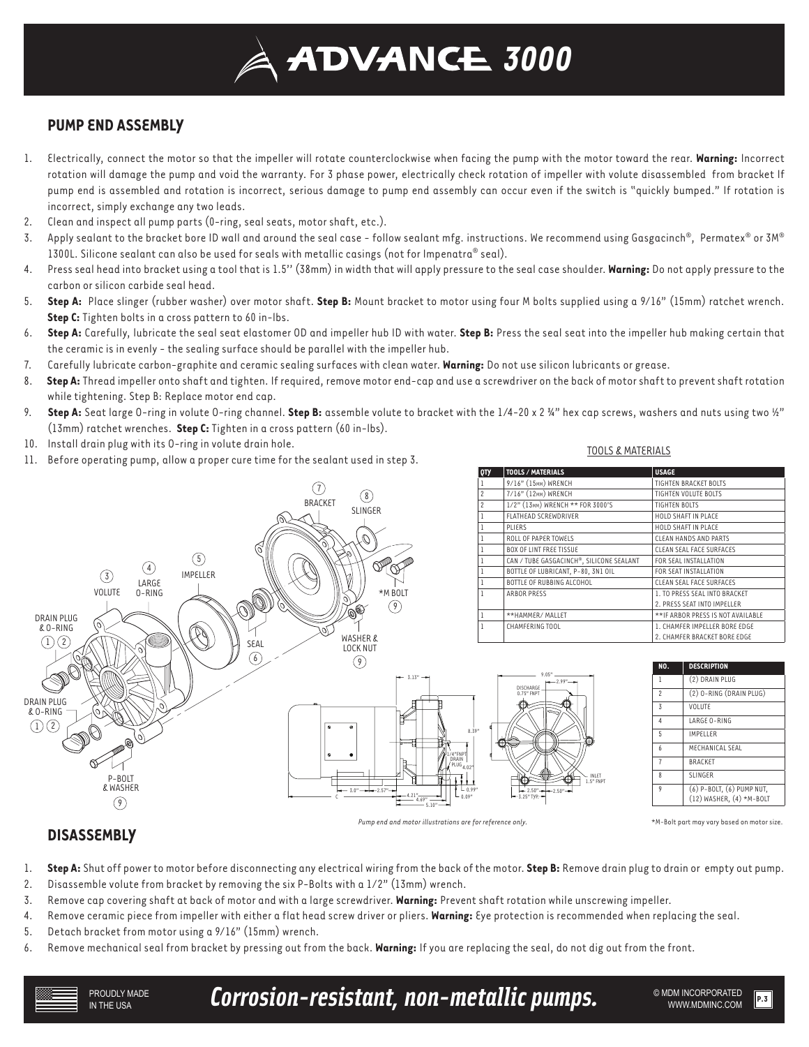# ADVANCE 3000

## PUMP END ASSEMBLY

1. Electrically, connect the motor so that the impeller will rotate counterclockwise when facing the pump with the motor toward the rear. **Warning:** Incorrect rotation will damage the pump and void the warranty. For 3 phase power, electrically check rotation of impeller with volute disassembled from bracket If pump end is assembled and rotation is incorrect, serious damage to pump end assembly can occur even if the switch is "quickly bumped." If rotation is incorrect, simply exchange any two leads.
2. Clean and inspect all pump parts (O-ring, seal seats, motor shaft, etc.).
3. Apply sealant to the bracket bore ID wall and around the seal case - follow sealant mfg. instructions. We recommend using Gasgacinch®, Permatex® or 3M® 1300L. Silicone sealant can also be used for seals with metallic casings (not for Impenatra® seal).
4. Press seal head into bracket using a tool that is 1.5'' (38mm) in width that will apply pressure to the seal case shoulder. **Warning:** Do not apply pressure to the carbon or silicon carbide seal head.
5. **Step A:** Place slinger (rubber washer) over motor shaft. **Step B:** Mount bracket to motor using four M bolts supplied using a 9/16" (15mm) ratchet wrench. **Step C:** Tighten bolts in a cross pattern to 60 in-lbs.
6. **Step A:** Carefully, lubricate the seal seat elastomer OD and impeller hub ID with water. **Step B:** Press the seal seat into the impeller hub making certain that the ceramic is in evenly - the sealing surface should be parallel with the impeller hub.
7. Carefully lubricate carbon-graphite and ceramic sealing surfaces with clean water. **Warning:** Do not use silicon lubricants or grease.
8. **Step A:** Thread impeller onto shaft and tighten. If required, remove motor end-cap and use a screwdriver on the back of motor shaft to prevent shaft rotation while tightening. Step B: Replace motor end cap.
9. **Step A:** Seat large O-ring in volute O-ring channel. **Step B:** assemble volute to bracket with the 1/4-20 x 2 ¾" hex cap screws, washers and nuts using two ½" (13mm) ratchet wrenches. **Step C:** Tighten in a cross pattern (60 in-lbs).
10. Install drain plug with its O-ring in volute drain hole.
11. Before operating pump, allow a proper cure time for the sealant used in step 3.

TOOLS & MATERIALS

| QTY | TOOLS / MATERIALS | USAGE |
|---|---|---|
| 1 | 9/16" (15MM) WRENCH | TIGHTEN BRACKET BOLTS |
| 2 | 7/16" (12MM) WRENCH | TIGHTEN VOLUTE BOLTS |
| 2 | 1/2" (13MM) WRENCH ** FOR 3000'S | TIGHTEN BOLTS |
| 1 | FLATHEAD SCREWDRIVER | HOLD SHAFT IN PLACE |
| 1 | PLIERS | HOLD SHAFT IN PLACE |
| 1 | ROLL OF PAPER TOWELS | CLEAN HANDS AND PARTS |
| 1 | BOX OF LINT FREE TISSUE | CLEAN SEAL FACE SURFACES |
| 1 | CAN / TUBE GASGACINCH®, SILICONE SEALANT | FOR SEAL INSTALLATION |
| 1 | BOTTLE OF LUBRICANT, P-80, 3N1 OIL | FOR SEAT INSTALLATION |
| 1 | BOTTLE OF RUBBING ALCOHOL | CLEAN SEAL FACE SURFACES |
| 1 | ARBOR PRESS | 1. TO PRESS SEAL INTO BRACKET 2. PRESS SEAT INTO IMPELLER |
| 1 | **HAMMER/ MALLET | **IF ARBOR PRESS IS NOT AVAILABLE |
| 1 | CHAMFERING TOOL | 1. CHAMFER IMPELLER BORE EDGE 2. CHAMFER BRACKET BORE EDGE |

| NO. | DESCRIPTION |
|---|---|
| 1 | (2) DRAIN PLUG |
| 2 | (2) O-RING (DRAIN PLUG) |
| 3 | VOLUTE |
| 4 | LARGE O-RING |
| 5 | IMPELLER |
| 6 | MECHANICAL SEAL |
| 7 | BRACKET |
| 8 | SLINGER |
| 9 | (6) P-BOLT, (6) PUMP NUT, (12) WASHER, (4) *M-BOLT |

*Pump end and motor illustrations are for reference only.*

*M-Bolt part may vary based on motor size.

## DISASSEMBLY

1. **Step A:** Shut off power to motor before disconnecting any electrical wiring from the back of the motor. **Step B:** Remove drain plug to drain or empty out pump.
2. Disassemble volute from bracket by removing the six P-Bolts with a 1/2" (13mm) wrench.
3. Remove cap covering shaft at back of motor and with a large screwdriver. **Warning:** Prevent shaft rotation while unscrewing impeller.
4. Remove ceramic piece from impeller with either a flat head screw driver or pliers. **Warning:** Eye protection is recommended when replacing the seal.
5. Detach bracket from motor using a 9/16" (15mm) wrench.
6. Remove mechanical seal from bracket by pressing out from the back. **Warning:** If you are replacing the seal, do not dig out from the front.

PROUDLY MADE IN THE USA

**Corrosion-resistant, non-metallic pumps.**

© MDM INCORPORATED WWW.MDMINC.COM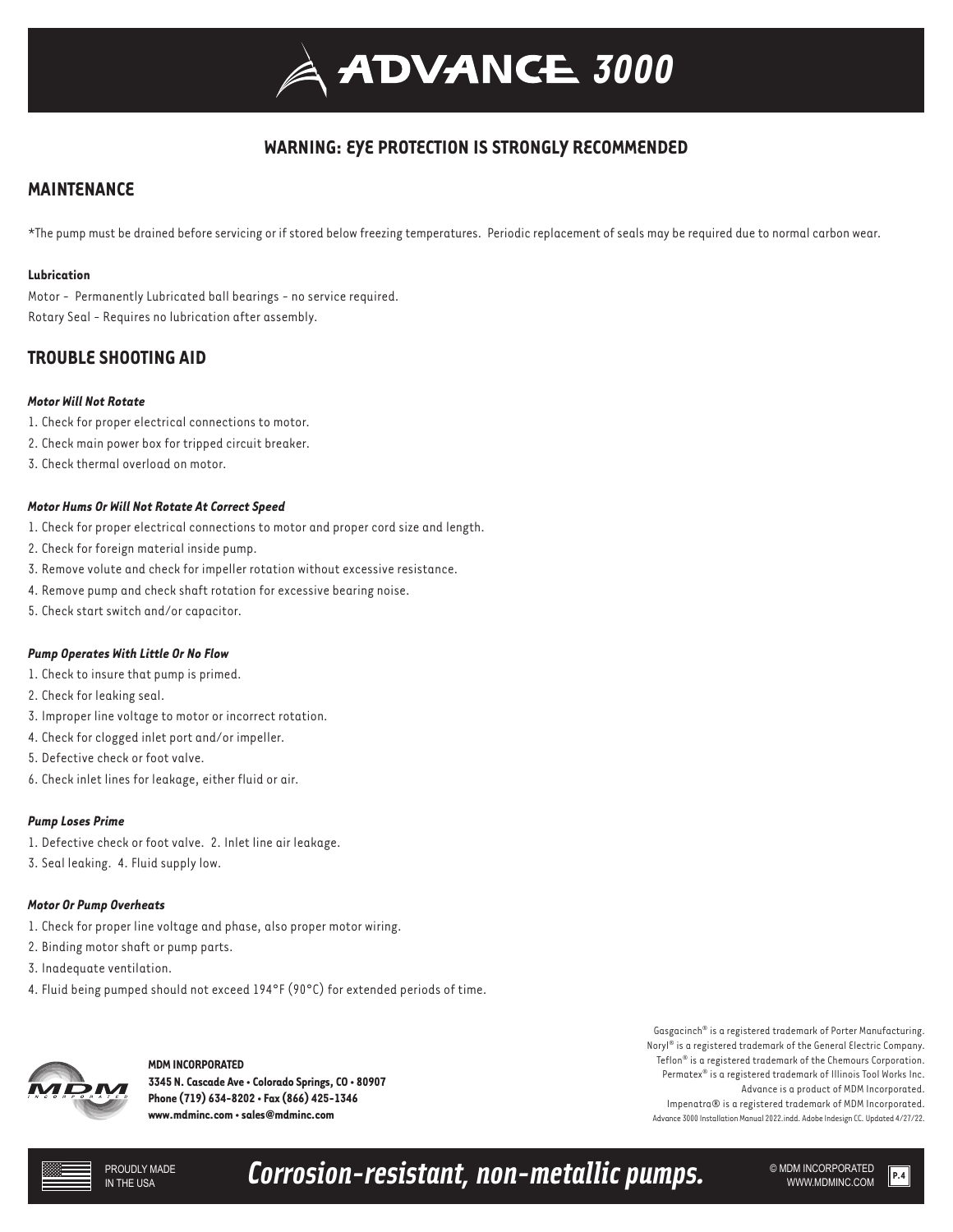# ADVANCE 3000

## WARNING: EYE PROTECTION IS STRONGLY RECOMMENDED

## MAINTENANCE

*The pump must be drained before servicing or if stored below freezing temperatures. Periodic replacement of seals may be required due to normal carbon wear.

**Lubrication**

Motor - Permanently Lubricated ball bearings - no service required.
Rotary Seal - Requires no lubrication after assembly.

## TROUBLE SHOOTING AID

***Motor Will Not Rotate***

1. Check for proper electrical connections to motor.
2. Check main power box for tripped circuit breaker.
3. Check thermal overload on motor.

***Motor Hums Or Will Not Rotate At Correct Speed***

1. Check for proper electrical connections to motor and proper cord size and length.
2. Check for foreign material inside pump.
3. Remove volute and check for impeller rotation without excessive resistance.
4. Remove pump and check shaft rotation for excessive bearing noise.
5. Check start switch and/or capacitor.

***Pump Operates With Little Or No Flow***

1. Check to insure that pump is primed.
2. Check for leaking seal.
3. Improper line voltage to motor or incorrect rotation.
4. Check for clogged inlet port and/or impeller.
5. Defective check or foot valve.
6. Check inlet lines for leakage, either fluid or air.

***Pump Loses Prime***

1. Defective check or foot valve. 2. Inlet line air leakage.
3. Seal leaking. 4. Fluid supply low.

***Motor Or Pump Overheats***

1. Check for proper line voltage and phase, also proper motor wiring.
2. Binding motor shaft or pump parts.
3. Inadequate ventilation.
4. Fluid being pumped should not exceed 194°F (90°C) for extended periods of time.

**MDM INCORPORATED**
**3345 N. Cascade Ave • Colorado Springs, CO • 80907**
**Phone (719) 634-8202 • Fax (866) 425-1346**
**www.mdminc.com • sales@mdminc.com**

Gasgacinch® is a registered trademark of Porter Manufacturing.
Noryl® is a registered trademark of the General Electric Company.
Teflon® is a registered trademark of the Chemours Corporation.
Permatex® is a registered trademark of Illinois Tool Works Inc.
Advance is a product of MDM Incorporated.
Impenatra® is a registered trademark of MDM Incorporated.
Advance 3000 Installation Manual 2022.indd. Adobe Indesign CC. Updated 4/27/22.

PROUDLY MADE IN THE USA

***Corrosion-resistant, non-metallic pumps.***

© MDM INCORPORATED
WWW.MDMINC.COM